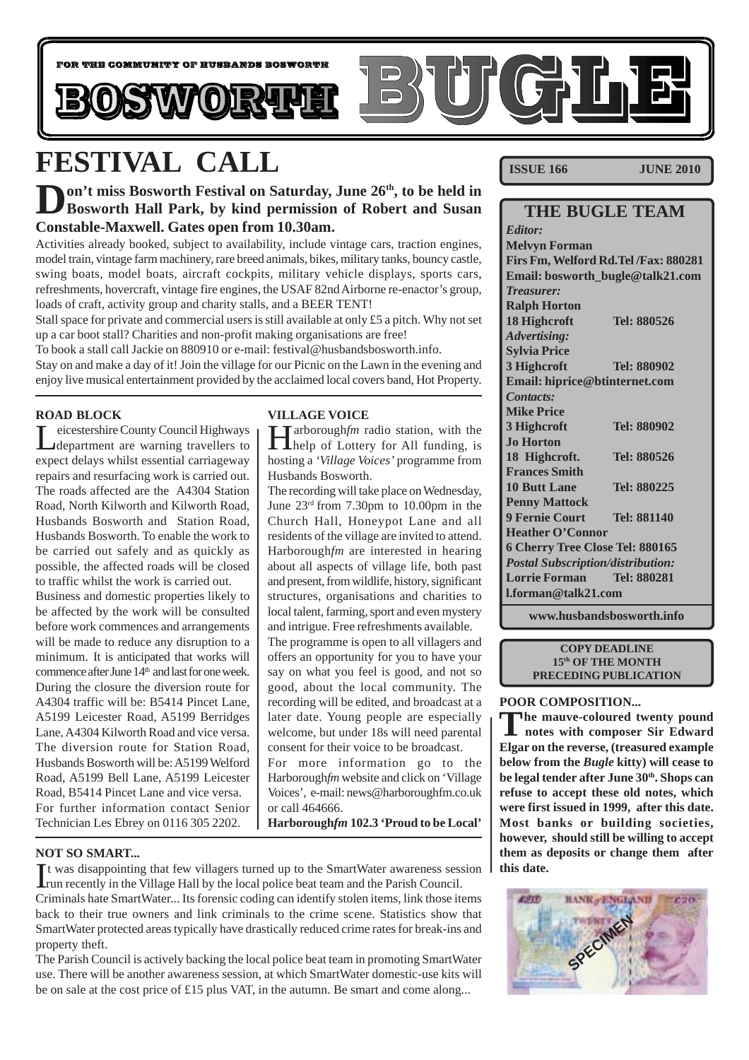FOR THE COMMUNITY OF HUSBANDS BOSWORTH

# BOSWORTH BUGLE

**ISSUE 166 JUNE 2010**

# FESTIVAL CALL

**Don't miss Bosworth Festival on Saturday, June 26th, to be held in Bosworth Hall Park, by kind permission of Robert and Susan Constable-Maxwell. Gates open from 10.30am.**

Activities already booked, subject to availability, include vintage cars, traction engines, model train, vintage farm machinery, rare breed animals, bikes, military tanks, bouncy castle, swing boats, model boats, aircraft cockpits, military vehicle displays, sports cars, refreshments, hovercraft, vintage fire engines, the USAF 82nd Airborne re-enactor's group, loads of craft, activity group and charity stalls, and a BEER TENT!

Stall space for private and commercial users is still available at only £5 a pitch. Why not set up a car boot stall? Charities and non-profit making organisations are free!

To book a stall call Jackie on 880910 or e-mail: festival@husbandsbosworth.info.

Stay on and make a day of it! Join the village for our Picnic on the Lawn in the evening and enjoy live musical entertainment provided by the acclaimed local covers band, Hot Property.

### ROAD BLOCK

Leicestershire County Council Highways department are warning travellers to expect delays whilst essential carriageway repairs and resurfacing work is carried out. The roads affected are the A4304 Station Road, North Kilworth and Kilworth Road, Husbands Bosworth and Station Road, Husbands Bosworth. To enable the work to be carried out safely and as quickly as possible, the affected roads will be closed to traffic whilst the work is carried out.

Business and domestic properties likely to be affected by the work will be consulted before work commences and arrangements will be made to reduce any disruption to a minimum. It is anticipated that works will commence after June 14th and last for one week. During the closure the diversion route for A4304 traffic will be: B5414 Pincet Lane, A5199 Leicester Road, A5199 Berridges Lane, A4304 Kilworth Road and vice versa. The diversion route for Station Road, Husbands Bosworth will be: A5199 Welford Road, A5199 Bell Lane, A5199 Leicester Road, B5414 Pincet Lane and vice versa.

For further information contact Senior Technician Les Ebrey on 0116 305 2202.

### VILLAGE VOICE

Harborough*fm* radio station, with the help of Lottery for All funding, is hosting a *'Village Voices'* programme from Husbands Bosworth.

The recording will take place on Wednesday, June 23rd from 7.30pm to 10.00pm in the Church Hall, Honeypot Lane and all residents of the village are invited to attend. Harborough*fm* are interested in hearing about all aspects of village life, both past and present, from wildlife, history, significant structures, organisations and charities to local talent, farming, sport and even mystery and intrigue. Free refreshments available.

The programme is open to all villagers and offers an opportunity for you to have your say on what you feel is good, and not so good, about the local community. The recording will be edited, and broadcast at a later date. Young people are especially welcome, but under 18s will need parental consent for their voice to be broadcast.

For more information go to the Harborough*fm* website and click on 'Village Voices', e-mail: news@harboroughfm.co.uk or call 464666.

**Harborough*fm* 102.3 'Proud to be Local'**

### NOT SO SMART...

It was disappointing that few villagers turned up to the SmartWater awareness session run recently in the Village Hall by the local police beat team and the Parish Council.

Criminals hate SmartWater... Its forensic coding can identify stolen items, link those items back to their true owners and link criminals to the crime scene. Statistics show that SmartWater protected areas typically have drastically reduced crime rates for break-ins and property theft.

The Parish Council is actively backing the local police beat team in promoting SmartWater use. There will be another awareness session, at which SmartWater domestic-use kits will be on sale at the cost price of £15 plus VAT, in the autumn. Be smart and come along...

## THE BUGLE TEAM

*Editor:*
**Melvyn Forman**
**Firs Fm, Welford Rd.Tel /Fax: 880281**
**Email: bosworth_bugle@talk21.com**

*Treasurer:*
**Ralph Horton**
**18 Highcroft Tel: 880526**

*Advertising:*
**Sylvia Price**
**3 Highcroft Tel: 880902**
**Email: hiprice@btinternet.com**

*Contacts:*
**Mike Price**
**3 Highcroft Tel: 880902**
**Jo Horton**
**18 Highcroft. Tel: 880526**
**Frances Smith**
**10 Butt Lane Tel: 880225**
**Penny Mattock**
**9 Fernie Court Tel: 881140**
**Heather O'Connor**
**6 Cherry Tree Close Tel: 880165**

*Postal Subscription/distribution:*
**Lorrie Forman Tel: 880281**
**l.forman@talk21.com**

**www.husbandsbosworth.info**

**COPY DEADLINE**
**15th OF THE MONTH**
**PRECEDING PUBLICATION**

### POOR COMPOSITION...

**The mauve-coloured twenty pound notes with composer Sir Edward Elgar on the reverse, (treasured example below from the *Bugle* kitty) will cease to be legal tender after June 30th. Shops can refuse to accept these old notes, which were first issued in 1999, after this date. Most banks or building societies, however, should still be willing to accept them as deposits or change them after this date.**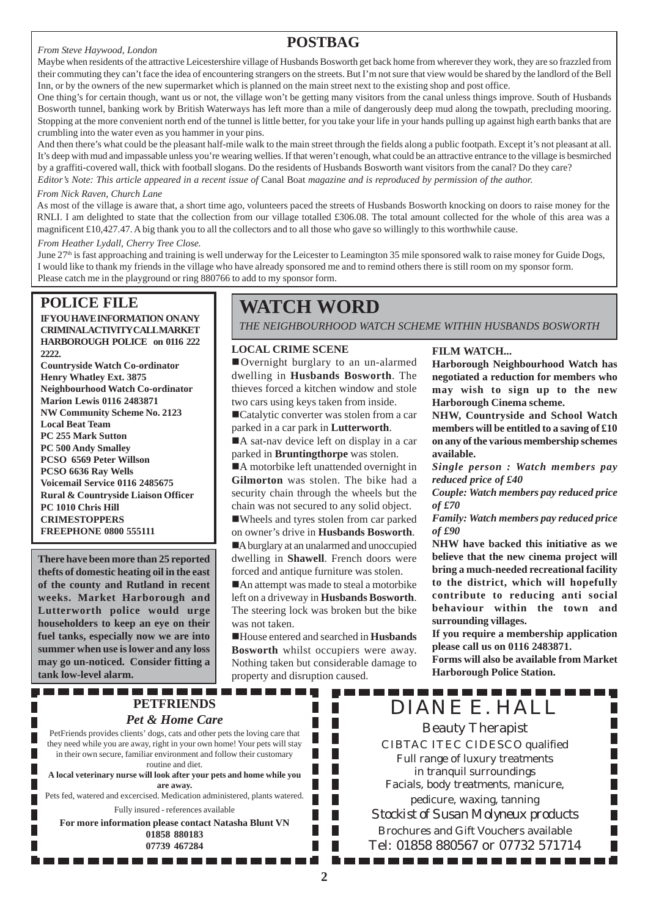## POSTBAG

*From Steve Haywood, London*

Maybe when residents of the attractive Leicestershire village of Husbands Bosworth get back home from wherever they work, they are so frazzled from their commuting they can't face the idea of encountering strangers on the streets. But I'm not sure that view would be shared by the landlord of the Bell Inn, or by the owners of the new supermarket which is planned on the main street next to the existing shop and post office.

One thing's for certain though, want us or not, the village won't be getting many visitors from the canal unless things improve. South of Husbands Bosworth tunnel, banking work by British Waterways has left more than a mile of dangerously deep mud along the towpath, precluding mooring. Stopping at the more convenient north end of the tunnel is little better, for you take your life in your hands pulling up against high earth banks that are crumbling into the water even as you hammer in your pins.

And then there's what could be the pleasant half-mile walk to the main street through the fields along a public footpath. Except it's not pleasant at all. It's deep with mud and impassable unless you're wearing wellies. If that weren't enough, what could be an attractive entrance to the village is besmirched by a graffiti-covered wall, thick with football slogans. Do the residents of Husbands Bosworth want visitors from the canal? Do they care?

*Editor's Note: This article appeared in a recent issue of* Canal Boat *magazine and is reproduced by permission of the author.*

*From Nick Raven, Church Lane*

As most of the village is aware that, a short time ago, volunteers paced the streets of Husbands Bosworth knocking on doors to raise money for the RNLI. I am delighted to state that the collection from our village totalled £306.08. The total amount collected for the whole of this area was a magnificent £10,427.47. A big thank you to all the collectors and to all those who gave so willingly to this worthwhile cause.

*From Heather Lydall, Cherry Tree Close.*

June 27th is fast approaching and training is well underway for the Leicester to Leamington 35 mile sponsored walk to raise money for Guide Dogs, I would like to thank my friends in the village who have already sponsored me and to remind others there is still room on my sponsor form. Please catch me in the playground or ring 880766 to add to my sponsor form.

## POLICE FILE

**IF YOU HAVE INFORMATION ON ANY CRIMINAL ACTIVITY CALL MARKET HARBOROUGH POLICE on 0116 222 2222.**

**Countryside Watch Co-ordinator**
**Henry Whatley Ext. 3875**
**Neighbourhood Watch Co-ordinator**
**Marion Lewis 0116 2483871**
**NW Community Scheme No. 2123**
**Local Beat Team**
**PC 255 Mark Sutton**
**PC 500 Andy Smalley**
**PCSO 6569 Peter Willson**
**PCSO 6636 Ray Wells**
**Voicemail Service 0116 2485675**
**Rural & Countryside Liaison Officer**
**PC 1010 Chris Hill**
**CRIMESTOPPERS**
**FREEPHONE 0800 555111**

**There have been more than 25 reported thefts of domestic heating oil in the east of the county and Rutland in recent weeks. Market Harborough and Lutterworth police would urge householders to keep an eye on their fuel tanks, especially now we are into summer when use is lower and any loss may go un-noticed. Consider fitting a tank low-level alarm.**

## WATCH WORD

*THE NEIGHBOURHOOD WATCH SCHEME WITHIN HUSBANDS BOSWORTH*

### LOCAL CRIME SCENE

- Overnight burglary to an un-alarmed dwelling in **Husbands Bosworth**. The thieves forced a kitchen window and stole two cars using keys taken from inside.
- Catalytic converter was stolen from a car parked in a car park in **Lutterworth**.
- A sat-nav device left on display in a car parked in **Bruntingthorpe** was stolen.
- A motorbike left unattended overnight in **Gilmorton** was stolen. The bike had a security chain through the wheels but the chain was not secured to any solid object.
- Wheels and tyres stolen from car parked on owner's drive in **Husbands Bosworth**.
- A burglary at an unalarmed and unoccupied dwelling in **Shawell**. French doors were forced and antique furniture was stolen.
- An attempt was made to steal a motorbike left on a driveway in **Husbands Bosworth**. The steering lock was broken but the bike was not taken.
- House entered and searched in **Husbands Bosworth** whilst occupiers were away. Nothing taken but considerable damage to property and disruption caused.

### FILM WATCH...

**Harborough Neighbourhood Watch has negotiated a reduction for members who may wish to sign up to the new Harborough Cinema scheme.**

**NHW, Countryside and School Watch members will be entitled to a saving of £10 on any of the various membership schemes available.**

***Single person : Watch members pay reduced price of £40***

***Couple: Watch members pay reduced price of £70***

***Family: Watch members pay reduced price of £90***

**NHW have backed this initiative as we believe that the new cinema project will bring a much-needed recreational facility to the district, which will hopefully contribute to reducing anti social behaviour within the town and surrounding villages.**

**If you require a membership application please call us on 0116 2483871.**

**Forms will also be available from Market Harborough Police Station.**

---

**PETFRIENDS**

***Pet & Home Care***

PetFriends provides clients' dogs, cats and other pets the loving care that they need while you are away, right in your own home! Your pets will stay in their own secure, familiar environment and follow their customary routine and diet.

**A local veterinary nurse will look after your pets and home while you are away.**

Pets fed, watered and excercised. Medication administered, plants watered.

Fully insured - references available

**For more information please contact Natasha Blunt VN**
**01858 880183**
**07739 467284**

---

DIANE E. HALL

Beauty Therapist

CIBTAC ITEC CIDESCO qualified

Full range of luxury treatments in tranquil surroundings

Facials, body treatments, manicure, pedicure, waxing, tanning

*Stockist of Susan Molyneux products*

Brochures and Gift Vouchers available

Tel: 01858 880567 or 07732 571714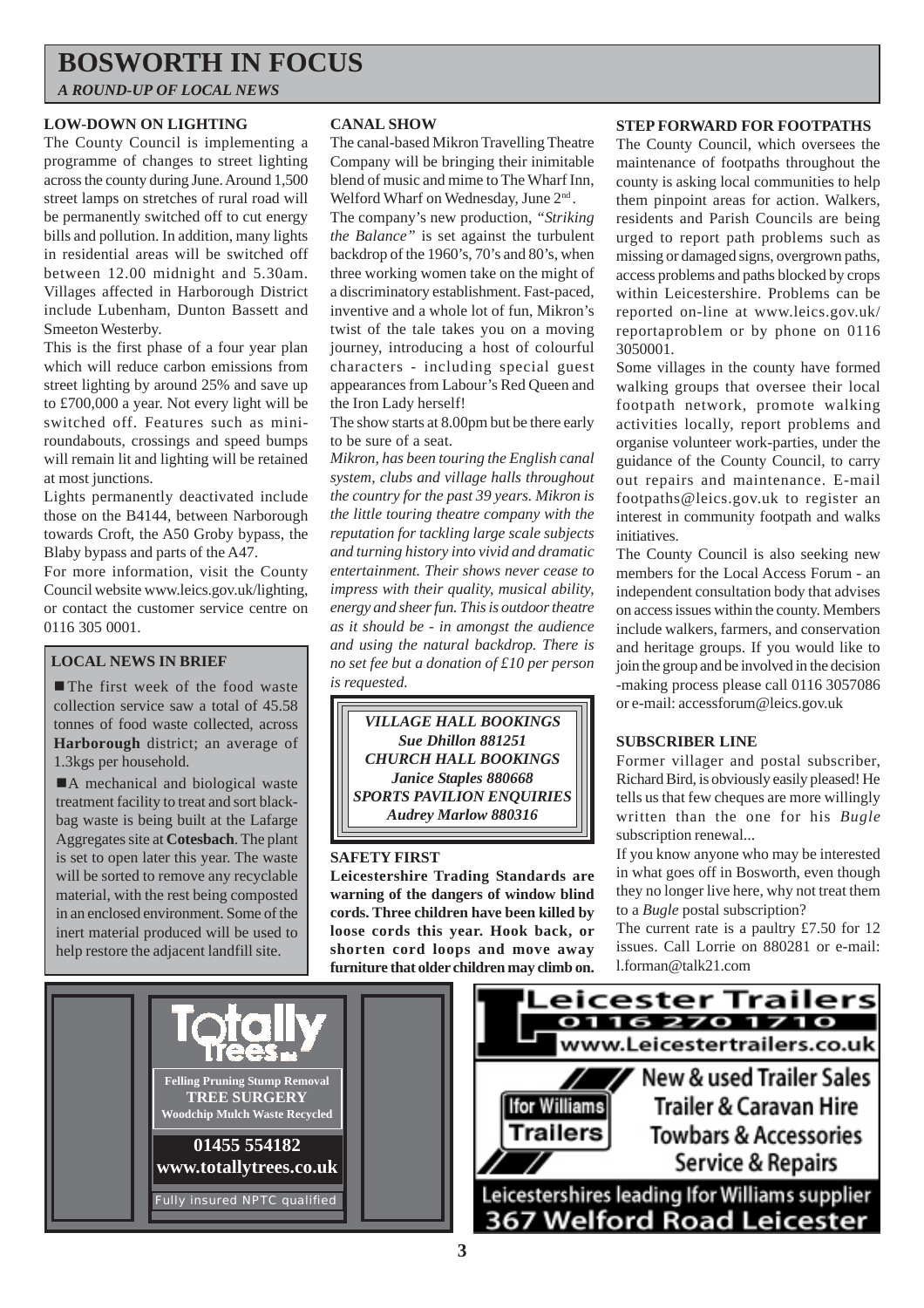# BOSWORTH IN FOCUS

*A ROUND-UP OF LOCAL NEWS*

### LOW-DOWN ON LIGHTING

The County Council is implementing a programme of changes to street lighting across the county during June. Around 1,500 street lamps on stretches of rural road will be permanently switched off to cut energy bills and pollution. In addition, many lights in residential areas will be switched off between 12.00 midnight and 5.30am. Villages affected in Harborough District include Lubenham, Dunton Bassett and Smeeton Westerby.

This is the first phase of a four year plan which will reduce carbon emissions from street lighting by around 25% and save up to £700,000 a year. Not every light will be switched off. Features such as mini-roundabouts, crossings and speed bumps will remain lit and lighting will be retained at most junctions.

Lights permanently deactivated include those on the B4144, between Narborough towards Croft, the A50 Groby bypass, the Blaby bypass and parts of the A47.

For more information, visit the County Council website www.leics.gov.uk/lighting, or contact the customer service centre on 0116 305 0001.

### LOCAL NEWS IN BRIEF

- The first week of the food waste collection service saw a total of 45.58 tonnes of food waste collected, across **Harborough** district; an average of 1.3kgs per household.
- A mechanical and biological waste treatment facility to treat and sort black-bag waste is being built at the Lafarge Aggregates site at **Cotesbach**. The plant is set to open later this year. The waste will be sorted to remove any recyclable material, with the rest being composted in an enclosed environment. Some of the inert material produced will be used to help restore the adjacent landfill site.

### CANAL SHOW

The canal-based Mikron Travelling Theatre Company will be bringing their inimitable blend of music and mime to The Wharf Inn, Welford Wharf on Wednesday, June 2nd.

The company's new production, *"Striking the Balance"* is set against the turbulent backdrop of the 1960's, 70's and 80's, when three working women take on the might of a discriminatory establishment. Fast-paced, inventive and a whole lot of fun, Mikron's twist of the tale takes you on a moving journey, introducing a host of colourful characters - including special guest appearances from Labour's Red Queen and the Iron Lady herself!

The show starts at 8.00pm but be there early to be sure of a seat.

*Mikron, has been touring the English canal system, clubs and village halls throughout the country for the past 39 years. Mikron is the little touring theatre company with the reputation for tackling large scale subjects and turning history into vivid and dramatic entertainment. Their shows never cease to impress with their quality, musical ability, energy and sheer fun. This is outdoor theatre as it should be - in amongst the audience and using the natural backdrop. There is no set fee but a donation of £10 per person is requested.*

*VILLAGE HALL BOOKINGS*
*Sue Dhillon 881251*
*CHURCH HALL BOOKINGS*
*Janice Staples 880668*
*SPORTS PAVILION ENQUIRIES*
*Audrey Marlow 880316*

### SAFETY FIRST

**Leicestershire Trading Standards are warning of the dangers of window blind cords. Three children have been killed by loose cords this year. Hook back, or shorten cord loops and move away furniture that older children may climb on.**

### STEP FORWARD FOR FOOTPATHS

The County Council, which oversees the maintenance of footpaths throughout the county is asking local communities to help them pinpoint areas for action. Walkers, residents and Parish Councils are being urged to report path problems such as missing or damaged signs, overgrown paths, access problems and paths blocked by crops within Leicestershire. Problems can be reported on-line at www.leics.gov.uk/reportaproblem or by phone on 0116 3050001.

Some villages in the county have formed walking groups that oversee their local footpath network, promote walking activities locally, report problems and organise volunteer work-parties, under the guidance of the County Council, to carry out repairs and maintenance. E-mail footpaths@leics.gov.uk to register an interest in community footpath and walks initiatives.

The County Council is also seeking new members for the Local Access Forum - an independent consultation body that advises on access issues within the county. Members include walkers, farmers, and conservation and heritage groups. If you would like to join the group and be involved in the decision -making process please call 0116 3057086 or e-mail: accessforum@leics.gov.uk

### SUBSCRIBER LINE

Former villager and postal subscriber, Richard Bird, is obviously easily pleased! He tells us that few cheques are more willingly written than the one for his *Bugle* subscription renewal...

If you know anyone who may be interested in what goes off in Bosworth, even though they no longer live here, why not treat them to a *Bugle* postal subscription?

The current rate is a paultry £7.50 for 12 issues. Call Lorrie on 880281 or e-mail: l.forman@talk21.com

---

**Totally Trees**

Felling Pruning Stump Removal
**TREE SURGERY**
Woodchip Mulch Waste Recycled

**01455 554182**
**www.totallytrees.co.uk**

Fully insured NPTC qualified

---

**Leicester Trailers**
0116 270 1710
www.Leicestertrailers.co.uk

Ifor Williams Trailers

New & used Trailer Sales
Trailer & Caravan Hire
Towbars & Accessories
Service & Repairs

Leicestershires leading Ifor Williams supplier
**367 Welford Road Leicester**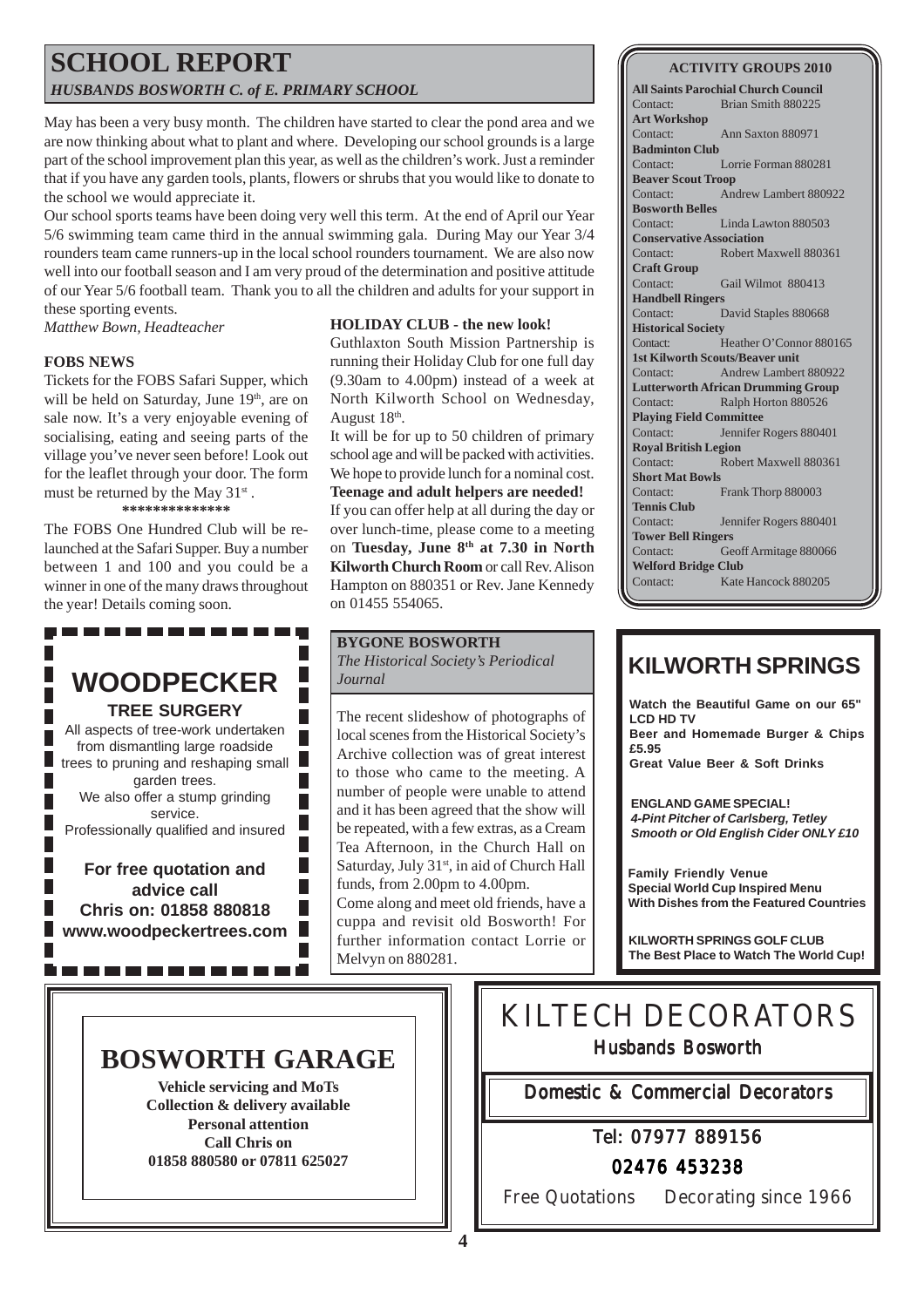# SCHOOL REPORT

*HUSBANDS BOSWORTH C. of E. PRIMARY SCHOOL*

May has been a very busy month. The children have started to clear the pond area and we are now thinking about what to plant and where. Developing our school grounds is a large part of the school improvement plan this year, as well as the children's work. Just a reminder that if you have any garden tools, plants, flowers or shrubs that you would like to donate to the school we would appreciate it.

Our school sports teams have been doing very well this term. At the end of April our Year 5/6 swimming team came third in the annual swimming gala. During May our Year 3/4 rounders team came runners-up in the local school rounders tournament. We are also now well into our football season and I am very proud of the determination and positive attitude of our Year 5/6 football team. Thank you to all the children and adults for your support in these sporting events.

*Matthew Bown, Headteacher*

**FOBS NEWS**

Tickets for the FOBS Safari Supper, which will be held on Saturday, June 19th, are on sale now. It's a very enjoyable evening of socialising, eating and seeing parts of the village you've never seen before! Look out for the leaflet through your door. The form must be returned by the May 31st .

\**************

The FOBS One Hundred Club will be re-launched at the Safari Supper. Buy a number between 1 and 100 and you could be a winner in one of the many draws throughout the year! Details coming soon.

**HOLIDAY CLUB - the new look!**

Guthlaxton South Mission Partnership is running their Holiday Club for one full day (9.30am to 4.00pm) instead of a week at North Kilworth School on Wednesday, August 18th.

It will be for up to 50 children of primary school age and will be packed with activities. We hope to provide lunch for a nominal cost.

**Teenage and adult helpers are needed!**

If you can offer help at all during the day or over lunch-time, please come to a meeting on **Tuesday, June 8th at 7.30 in North Kilworth Church Room** or call Rev. Alison Hampton on 880351 or Rev. Jane Kennedy on 01455 554065.

**ACTIVITY GROUPS 2010**

**All Saints Parochial Church Council**
Contact: Brian Smith 880225
**Art Workshop**
Contact: Ann Saxton 880971
**Badminton Club**
Contact: Lorrie Forman 880281
**Beaver Scout Troop**
Contact: Andrew Lambert 880922
**Bosworth Belles**
Contact: Linda Lawton 880503
**Conservative Association**
Contact: Robert Maxwell 880361
**Craft Group**
Contact: Gail Wilmot 880413
**Handbell Ringers**
Contact: David Staples 880668
**Historical Society**
Contact: Heather O'Connor 880165
**1st Kilworth Scouts/Beaver unit**
Contact: Andrew Lambert 880922
**Lutterworth African Drumming Group**
Contact: Ralph Horton 880526
**Playing Field Committee**
Contact: Jennifer Rogers 880401
**Royal British Legion**
Contact: Robert Maxwell 880361
**Short Mat Bowls**
Contact: Frank Thorp 880003
**Tennis Club**
Contact: Jennifer Rogers 880401
**Tower Bell Ringers**
Contact: Geoff Armitage 880066
**Welford Bridge Club**
Contact: Kate Hancock 880205

**WOODPECKER**
**TREE SURGERY**

All aspects of tree-work undertaken from dismantling large roadside trees to pruning and reshaping small garden trees.
We also offer a stump grinding service.
Professionally qualified and insured

**For free quotation and advice call**
**Chris on: 01858 880818**
**www.woodpeckertrees.com**

**BYGONE BOSWORTH**
*The Historical Society's Periodical Journal*

The recent slideshow of photographs of local scenes from the Historical Society's Archive collection was of great interest to those who came to the meeting. A number of people were unable to attend and it has been agreed that the show will be repeated, with a few extras, as a Cream Tea Afternoon, in the Church Hall on Saturday, July 31st, in aid of Church Hall funds, from 2.00pm to 4.00pm.

Come along and meet old friends, have a cuppa and revisit old Bosworth! For further information contact Lorrie or Melvyn on 880281.

**KILWORTH SPRINGS**

**Watch the Beautiful Game on our 65" LCD HD TV**
**Beer and Homemade Burger & Chips £5.95**
**Great Value Beer & Soft Drinks**

**ENGLAND GAME SPECIAL!**
***4-Pint Pitcher of Carlsberg, Tetley Smooth or Old English Cider ONLY £10***

**Family Friendly Venue**
**Special World Cup Inspired Menu With Dishes from the Featured Countries**

**KILWORTH SPRINGS GOLF CLUB**
**The Best Place to Watch The World Cup!**

**BOSWORTH GARAGE**

**Vehicle servicing and MoTs**
**Collection & delivery available**
**Personal attention**
**Call Chris on**
**01858 880580 or 07811 625027**

KILTECH DECORATORS
Husbands Bosworth

Domestic & Commercial Decorators

Tel: 07977 889156
02476 453238

Free Quotations Decorating since 1966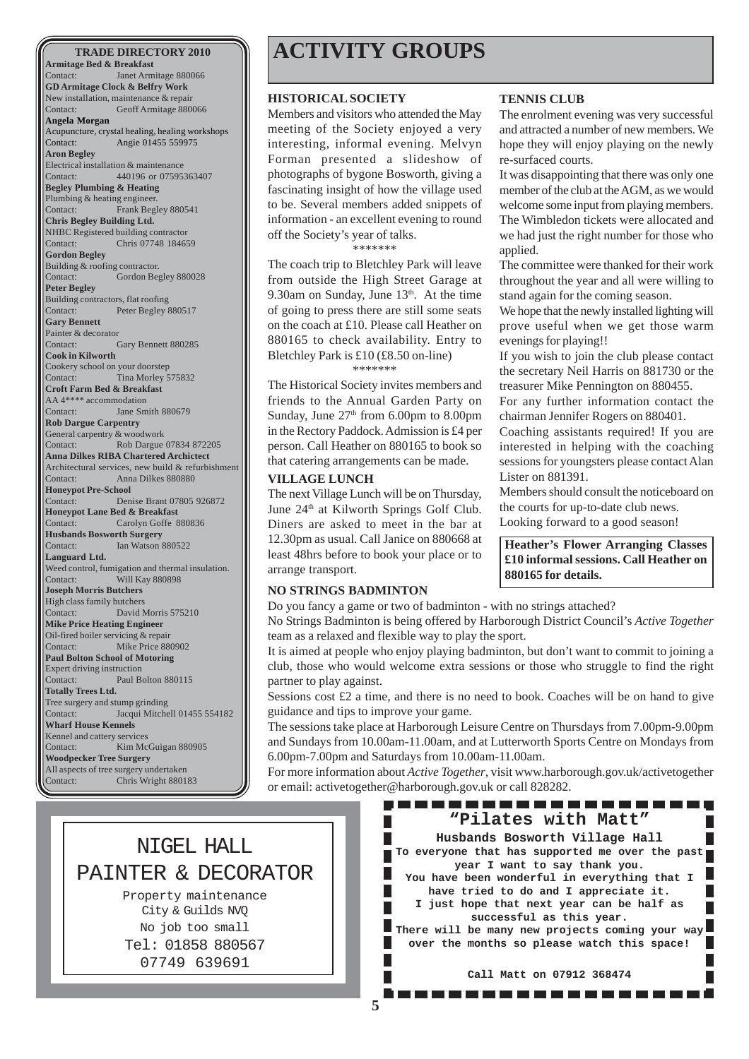## TRADE DIRECTORY 2010

**Armitage Bed & Breakfast**
Contact: Janet Armitage 880066

**GD Armitage Clock & Belfry Work**
New installation, maintenance & repair
Contact: Geoff Armitage 880066

**Angela Morgan**
Acupuncture, crystal healing, healing workshops
Contact: Angie 01455 559975

**Aron Begley**
Electrical installation & maintenance
Contact: 440196 or 07595363407

**Begley Plumbing & Heating**
Plumbing & heating engineer.
Contact: Frank Begley 880541

**Chris Begley Building Ltd.**
NHBC Registered building contractor
Contact: Chris 07748 184659

**Gordon Begley**
Building & roofing contractor.
Contact: Gordon Begley 880028

**Peter Begley**
Building contractors, flat roofing
Contact: Peter Begley 880517

**Gary Bennett**
Painter & decorator
Contact: Gary Bennett 880285

**Cook in Kilworth**
Cookery school on your doorstep
Contact: Tina Morley 575832

**Croft Farm Bed & Breakfast**
AA 4**** accommodation
Contact: Jane Smith 880679

**Rob Dargue Carpentry**
General carpentry & woodwork
Contact: Rob Dargue 07834 872205

**Anna Dilkes RIBA Chartered Archictect**
Architectural services, new build & refurbishment
Contact: Anna Dilkes 880880

**Honeypot Pre-School**
Contact: Denise Brant 07805 926872

**Honeypot Lane Bed & Breakfast**
Contact: Carolyn Goffe 880836

**Husbands Bosworth Surgery**
Contact: Ian Watson 880522

**Languard Ltd.**
Weed control, fumigation and thermal insulation.
Contact: Will Kay 880898

**Joseph Morris Butchers**
High class family butchers
Contact: David Morris 575210

**Mike Price Heating Engineer**
Oil-fired boiler servicing & repair
Contact: Mike Price 880902

**Paul Bolton School of Motoring**
Expert driving instruction
Contact: Paul Bolton 880115

**Totally Trees Ltd.**
Tree surgery and stump grinding
Contact: Jacqui Mitchell 01455 554182

**Wharf House Kennels**
Kennel and cattery services
Contact: Kim McGuigan 880905

**Woodpecker Tree Surgery**
All aspects of tree surgery undertaken
Contact: Chris Wright 880183

NIGEL HALL
PAINTER & DECORATOR
Property maintenance
City & Guilds NVQ
No job too small
Tel: 01858 880567
07749 639691

# ACTIVITY GROUPS

### HISTORICAL SOCIETY

Members and visitors who attended the May meeting of the Society enjoyed a very interesting, informal evening. Melvyn Forman presented a slideshow of photographs of bygone Bosworth, giving a fascinating insight of how the village used to be. Several members added snippets of information - an excellent evening to round off the Society's year of talks.

*******

The coach trip to Bletchley Park will leave from outside the High Street Garage at 9.30am on Sunday, June 13th. At the time of going to press there are still some seats on the coach at £10. Please call Heather on 880165 to check availability. Entry to Bletchley Park is £10 (£8.50 on-line)

*******

The Historical Society invites members and friends to the Annual Garden Party on Sunday, June 27th from 6.00pm to 8.00pm in the Rectory Paddock. Admission is £4 per person. Call Heather on 880165 to book so that catering arrangements can be made.

### VILLAGE LUNCH

The next Village Lunch will be on Thursday, June 24th at Kilworth Springs Golf Club. Diners are asked to meet in the bar at 12.30pm as usual. Call Janice on 880668 at least 48hrs before to book your place or to arrange transport.

### TENNIS CLUB

The enrolment evening was very successful and attracted a number of new members. We hope they will enjoy playing on the newly re-surfaced courts.

It was disappointing that there was only one member of the club at the AGM, as we would welcome some input from playing members.

The Wimbledon tickets were allocated and we had just the right number for those who applied.

The committee were thanked for their work throughout the year and all were willing to stand again for the coming season.

We hope that the newly installed lighting will prove useful when we get those warm evenings for playing!!

If you wish to join the club please contact the secretary Neil Harris on 881730 or the treasurer Mike Pennington on 880455.

For any further information contact the chairman Jennifer Rogers on 880401.

Coaching assistants required! If you are interested in helping with the coaching sessions for youngsters please contact Alan Lister on 881391.

Members should consult the noticeboard on the courts for up-to-date club news.

Looking forward to a good season!

**Heather's Flower Arranging Classes £10 informal sessions. Call Heather on 880165 for details.**

### NO STRINGS BADMINTON

Do you fancy a game or two of badminton - with no strings attached?

No Strings Badminton is being offered by Harborough District Council's *Active Together* team as a relaxed and flexible way to play the sport.

It is aimed at people who enjoy playing badminton, but don't want to commit to joining a club, those who would welcome extra sessions or those who struggle to find the right partner to play against.

Sessions cost £2 a time, and there is no need to book. Coaches will be on hand to give guidance and tips to improve your game.

The sessions take place at Harborough Leisure Centre on Thursdays from 7.00pm-9.00pm and Sundays from 10.00am-11.00am, and at Lutterworth Sports Centre on Mondays from 6.00pm-7.00pm and Saturdays from 10.00am-11.00am.

For more information about *Active Together*, visit www.harborough.gov.uk/activetogether or email: activetogether@harborough.gov.uk or call 828282.

**"Pilates with Matt"**

**Husbands Bosworth Village Hall**

**To everyone that has supported me over the past year I want to say thank you.**
**You have been wonderful in everything that I have tried to do and I appreciate it.**
**I just hope that next year can be half as successful as this year.**
**There will be many new projects coming your way over the months so please watch this space!**

**Call Matt on 07912 368474**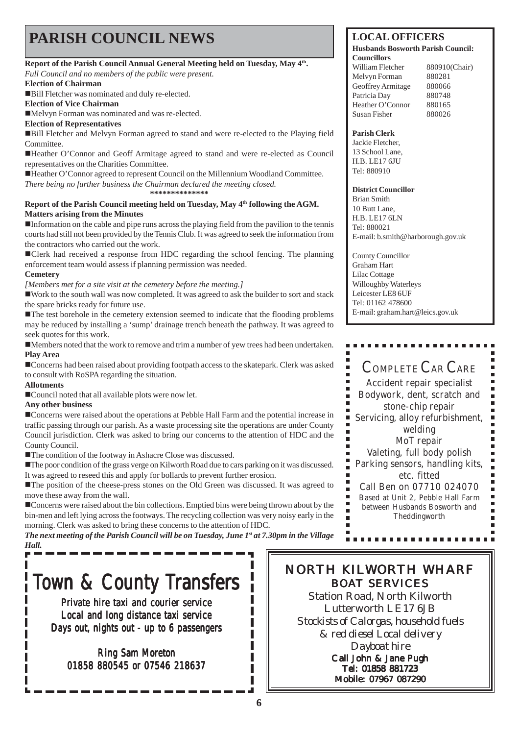# PARISH COUNCIL NEWS

**Report of the Parish Council Annual General Meeting held on Tuesday, May 4th.**

*Full Council and no members of the public were present.*

**Election of Chairman**

- Bill Fletcher was nominated and duly re-elected.

**Election of Vice Chairman**

- Melvyn Forman was nominated and was re-elected.

**Election of Representatives**

- Bill Fletcher and Melvyn Forman agreed to stand and were re-elected to the Playing field Committee.
- Heather O'Connor and Geoff Armitage agreed to stand and were re-elected as Council representatives on the Charities Committee.
- Heather O'Connor agreed to represent Council on the Millennium Woodland Committee.

*There being no further business the Chairman declared the meeting closed.*

**************

**Report of the Parish Council meeting held on Tuesday, May 4th following the AGM.**

**Matters arising from the Minutes**

- Information on the cable and pipe runs across the playing field from the pavilion to the tennis courts had still not been provided by the Tennis Club. It was agreed to seek the information from the contractors who carried out the work.
- Clerk had received a response from HDC regarding the school fencing. The planning enforcement team would assess if planning permission was needed.

**Cemetery**

*[Members met for a site visit at the cemetery before the meeting.]*

- Work to the south wall was now completed. It was agreed to ask the builder to sort and stack the spare bricks ready for future use.
- The test borehole in the cemetery extension seemed to indicate that the flooding problems may be reduced by installing a 'sump' drainage trench beneath the pathway. It was agreed to seek quotes for this work.
- Members noted that the work to remove and trim a number of yew trees had been undertaken.

**Play Area**

- Concerns had been raised about providing footpath access to the skatepark. Clerk was asked to consult with RoSPA regarding the situation.

**Allotments**

- Council noted that all available plots were now let.

**Any other business**

- Concerns were raised about the operations at Pebble Hall Farm and the potential increase in traffic passing through our parish. As a waste processing site the operations are under County Council jurisdiction. Clerk was asked to bring our concerns to the attention of HDC and the County Council.
- The condition of the footway in Ashacre Close was discussed.
- The poor condition of the grass verge on Kilworth Road due to cars parking on it was discussed. It was agreed to reseed this and apply for bollards to prevent further erosion.
- The position of the cheese-press stones on the Old Green was discussed. It was agreed to move these away from the wall.
- Concerns were raised about the bin collections. Emptied bins were being thrown about by the bin-men and left lying across the footways. The recycling collection was very noisy early in the morning. Clerk was asked to bring these concerns to the attention of HDC.

***The next meeting of the Parish Council will be on Tuesday, June 1st at 7.30pm in the Village Hall.***

## LOCAL OFFICERS

**Husbands Bosworth Parish Council:**

**Councillors**

| | |
|---|---|
| William Fletcher | 880910(Chair) |
| Melvyn Forman | 880281 |
| Geoffrey Armitage | 880066 |
| Patricia Day | 880748 |
| Heather O'Connor | 880165 |
| Susan Fisher | 880026 |

**Parish Clerk**
Jackie Fletcher,
13 School Lane,
H.B. LE17 6JU
Tel: 880910

**District Councillor**
Brian Smith
10 Butt Lane,
H.B. LE17 6LN
Tel: 880021
E-mail: b.smith@harborough.gov.uk

County Councillor
Graham Hart
Lilac Cottage
Willoughby Waterleys
Leicester LE8 6UF
Tel: 01162 478600
E-mail: graham.hart@leics.gov.uk

---

## COMPLETE CAR CARE

Accident repair specialist
Bodywork, dent, scratch and stone-chip repair
Servicing, alloy refurbishment, welding
MoT repair
Valeting, full body polish
Parking sensors, handling kits, etc. fitted
Call Ben on 07710 024070
Based at Unit 2, Pebble Hall Farm between Husbands Bosworth and Theddingworth

---

## Town & County Transfers

Private hire taxi and courier service
Local and long distance taxi service
Days out, nights out - up to 6 passengers

Ring Sam Moreton
01858 880545 or 07546 218637

---

## NORTH KILWORTH WHARF BOAT SERVICES

Station Road, North Kilworth
Lutterworth LE17 6JB
*Stockists of Calorgas, household fuels & red diesel Local delivery*
*Dayboat hire*
**Call John & Jane Pugh**
**Tel: 01858 881723**
**Mobile: 07967 087290**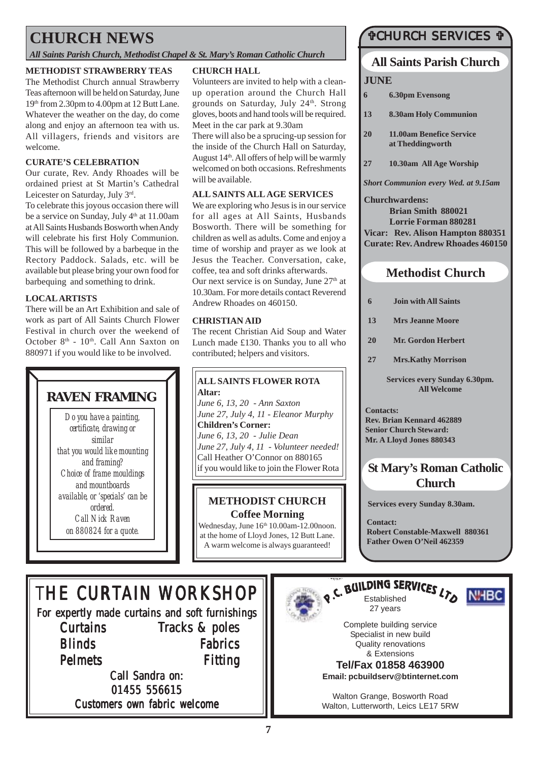# CHURCH NEWS

*All Saints Parish Church, Methodist Chapel & St. Mary's Roman Catholic Church*

### METHODIST STRAWBERRY TEAS

The Methodist Church annual Strawberry Teas afternoon will be held on Saturday, June 19th from 2.30pm to 4.00pm at 12 Butt Lane. Whatever the weather on the day, do come along and enjoy an afternoon tea with us. All villagers, friends and visitors are welcome.

### CURATE'S CELEBRATION

Our curate, Rev. Andy Rhoades will be ordained priest at St Martin's Cathedral Leicester on Saturday, July 3rd.

To celebrate this joyous occasion there will be a service on Sunday, July 4th at 11.00am at All Saints Husbands Bosworth when Andy will celebrate his first Holy Communion. This will be followed by a barbeque in the Rectory Paddock. Salads, etc. will be available but please bring your own food for barbequing and something to drink.

### LOCAL ARTISTS

There will be an Art Exhibition and sale of work as part of All Saints Church Flower Festival in church over the weekend of October 8th - 10th. Call Ann Saxton on 880971 if you would like to be involved.

### CHURCH HALL

Volunteers are invited to help with a clean-up operation around the Church Hall grounds on Saturday, July 24th. Strong gloves, boots and hand tools will be required. Meet in the car park at 9.30am

There will also be a sprucing-up session for the inside of the Church Hall on Saturday, August 14th. All offers of help will be warmly welcomed on both occasions. Refreshments will be available.

### ALL SAINTS ALL AGE SERVICES

We are exploring who Jesus is in our service for all ages at All Saints, Husbands Bosworth. There will be something for children as well as adults. Come and enjoy a time of worship and prayer as we look at Jesus the Teacher. Conversation, cake, coffee, tea and soft drinks afterwards.

Our next service is on Sunday, June 27th at 10.30am. For more details contact Reverend Andrew Rhoades on 460150.

### CHRISTIAN AID

The recent Christian Aid Soup and Water Lunch made £130. Thanks you to all who contributed; helpers and visitors.

**ALL SAINTS FLOWER ROTA**

**Altar:**
*June 6, 13, 20 - Ann Saxton*
*June 27, July 4, 11 - Eleanor Murphy*

**Children's Corner:**
*June 6, 13, 20 - Julie Dean*
*June 27, July 4, 11 - Volunteer needed!*

Call Heather O'Connor on 880165 if you would like to join the Flower Rota

**METHODIST CHURCH**
**Coffee Morning**

Wednesday, June 16th 10.00am-12.00noon. at the home of Lloyd Jones, 12 Butt Lane. A warm welcome is always guaranteed!

**RAVEN FRAMING**

*Do you have a painting, certificate, drawing or similar that you would like mounting and framing?*
*Choice of frame mouldings and mountboards available, or 'specials' can be ordered.*
*Call Nick Raven on 880824 for a quote.*

## ✞CHURCH SERVICES ✞

### All Saints Parish Church

**JUNE**

| | |
|---|---|
| **6** | **6.30pm Evensong** |
| **13** | **8.30am Holy Communion** |
| **20** | **11.00am Benefice Service at Theddingworth** |
| **27** | **10.30am All Age Worship** |

***Short Communion every Wed. at 9.15am***

**Churchwardens:**
**Brian Smith 880021**
**Lorrie Forman 880281**
**Vicar: Rev. Alison Hampton 880351**
**Curate: Rev. Andrew Rhoades 460150**

### Methodist Church

| | |
|---|---|
| **6** | **Join with All Saints** |
| **13** | **Mrs Jeanne Moore** |
| **20** | **Mr. Gordon Herbert** |
| **27** | **Mrs.Kathy Morrison** |

**Services every Sunday 6.30pm. All Welcome**

**Contacts:**
**Rev. Brian Kennard 462889**
**Senior Church Steward:**
**Mr. A Lloyd Jones 880343**

### St Mary's Roman Catholic Church

**Services every Sunday 8.30am.**

**Contact:**
**Robert Constable-Maxwell 880361**
**Father Owen O'Neil 462359**

**THE CURTAIN WORKSHOP**

For expertly made curtains and soft furnishings

| | |
|---|---|
| Curtains | Tracks & poles |
| Blinds | Fabrics |
| Pelmets | Fitting |

Call Sandra on:
01455 556615
Customers own fabric welcome

**P.C. BUILDING SERVICES LTD**

Established 27 years

Complete building service
Specialist in new build
Quality renovations
& Extensions

**Tel/Fax 01858 463900**
**Email: pcbuildserv@btinternet.com**

Walton Grange, Bosworth Road
Walton, Lutterworth, Leics LE17 5RW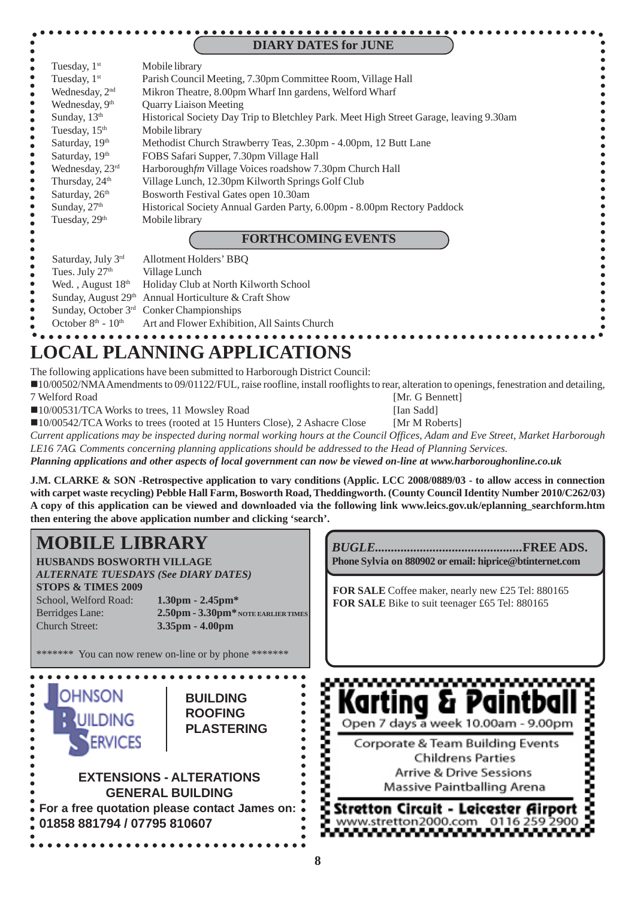## DIARY DATES for JUNE

| | |
|---|---|
| Tuesday, 1st | Mobile library |
| Tuesday, 1st | Parish Council Meeting, 7.30pm Committee Room, Village Hall |
| Wednesday, 2nd | Mikron Theatre, 8.00pm Wharf Inn gardens, Welford Wharf |
| Wednesday, 9th | Quarry Liaison Meeting |
| Sunday, 13th | Historical Society Day Trip to Bletchley Park. Meet High Street Garage, leaving 9.30am |
| Tuesday, 15th | Mobile library |
| Saturday, 19th | Methodist Church Strawberry Teas, 2.30pm - 4.00pm, 12 Butt Lane |
| Saturday, 19th | FOBS Safari Supper, 7.30pm Village Hall |
| Wednesday, 23rd | Harborough*fm* Village Voices roadshow 7.30pm Church Hall |
| Thursday, 24th | Village Lunch, 12.30pm Kilworth Springs Golf Club |
| Saturday, 26th | Bosworth Festival Gates open 10.30am |
| Sunday, 27th | Historical Society Annual Garden Party, 6.00pm - 8.00pm Rectory Paddock |
| Tuesday, 29th | Mobile library |

## FORTHCOMING EVENTS

| | |
|---|---|
| Saturday, July 3rd | Allotment Holders' BBQ |
| Tues. July 27th | Village Lunch |
| Wed. , August 18th | Holiday Club at North Kilworth School |
| Sunday, August 29th | Annual Horticulture & Craft Show |
| Sunday, October 3rd | Conker Championships |
| October 8th - 10th | Art and Flower Exhibition, All Saints Church |

# LOCAL PLANNING APPLICATIONS

The following applications have been submitted to Harborough District Council:

■10/00502/NMA Amendments to 09/01122/FUL, raise roofline, install rooflights to rear, alteration to openings, fenestration and detailing, 7 Welford Road [Mr. G Bennett]

■10/00531/TCA Works to trees, 11 Mowsley Road [Ian Sadd]

■10/00542/TCA Works to trees (rooted at 15 Hunters Close), 2 Ashacre Close [Mr M Roberts]

*Current applications may be inspected during normal working hours at the Council Offices, Adam and Eve Street, Market Harborough LE16 7AG. Comments concerning planning applications should be addressed to the Head of Planning Services.*

***Planning applications and other aspects of local government can now be viewed on-line at www.harboroughonline.co.uk***

**J.M. CLARKE & SON -Retrospective application to vary conditions (Applic. LCC 2008/0889/03 - to allow access in connection with carpet waste recycling) Pebble Hall Farm, Bosworth Road, Theddingworth. (County Council Identity Number 2010/C262/03) A copy of this application can be viewed and downloaded via the following link www.leics.gov.uk/eplanning_searchform.htm then entering the above application number and clicking 'search'.**

# MOBILE LIBRARY

**HUSBANDS BOSWORTH VILLAGE**

***ALTERNATE TUESDAYS (See DIARY DATES)***

**STOPS & TIMES 2009**

| | |
|---|---|
| School, Welford Road: | **1.30pm - 2.45pm*** |
| Berridges Lane: | **2.50pm - 3.30pm*** NOTE EARLIER TIMES |
| Church Street: | **3.35pm - 4.00pm** |

******* You can now renew on-line or by phone *******

***BUGLE*..............................................FREE ADS.**

**Phone Sylvia on 880902 or email: hiprice@btinternet.com**

**FOR SALE** Coffee maker, nearly new £25 Tel: 880165

**FOR SALE** Bike to suit teenager £65 Tel: 880165

JOHNSON BUILDING SERVICES

**BUILDING**
**ROOFING**
**PLASTERING**

**EXTENSIONS - ALTERATIONS**
**GENERAL BUILDING**

**For a free quotation please contact James on: 01858 881794 / 07795 810607**

**Karting & Paintball**

Open 7 days a week 10.00am - 9.00pm

Corporate & Team Building Events
Childrens Parties
Arrive & Drive Sessions
Massive Paintballing Arena

**Stretton Circuit - Leicester Airport**

www.stretton2000.com 0116 259 2900